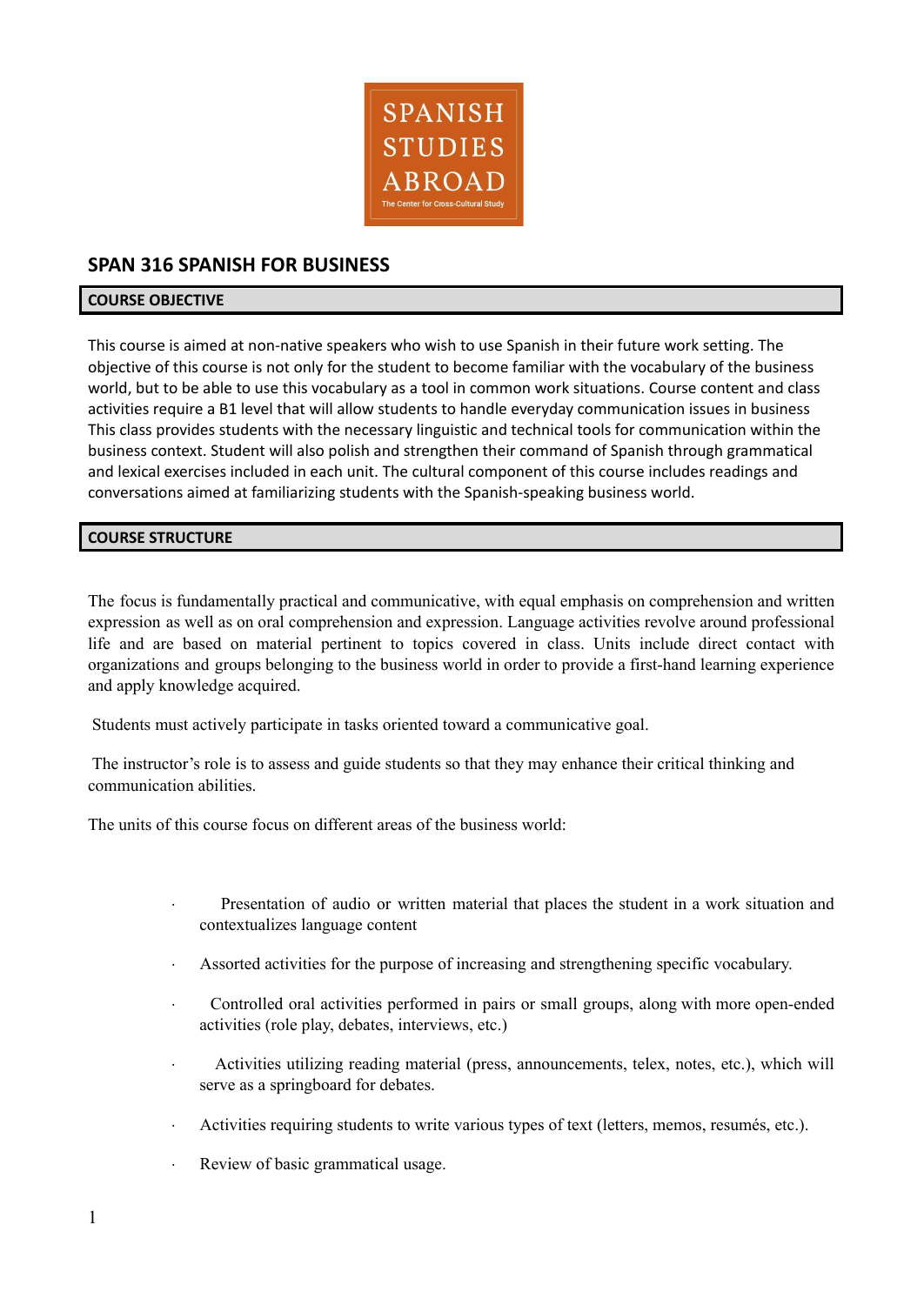SPANISH STUDIES ABROAD

The Center for Cross-Cultural Study

# SPAN 316 SPANISH FOR BUSINESS

## COURSE OBJECTIVE

This course is aimed at non-native speakers who wish to use Spanish in their future work setting. The objective of this course is not only for the student to become familiar with the vocabulary of the business world, but to be able to use this vocabulary as a tool in common work situations. Course content and class activities require a B1 level that will allow students to handle everyday communication issues in business This class provides students with the necessary linguistic and technical tools for communication within the business context. Student will also polish and strengthen their command of Spanish through grammatical and lexical exercises included in each unit. The cultural component of this course includes readings and conversations aimed at familiarizing students with the Spanish-speaking business world.

## COURSE STRUCTURE

The focus is fundamentally practical and communicative, with equal emphasis on comprehension and written expression as well as on oral comprehension and expression. Language activities revolve around professional life and are based on material pertinent to topics covered in class. Units include direct contact with organizations and groups belonging to the business world in order to provide a first-hand learning experience and apply knowledge acquired.

Students must actively participate in tasks oriented toward a communicative goal.

The instructor's role is to assess and guide students so that they may enhance their critical thinking and communication abilities.

The units of this course focus on different areas of the business world:

- Presentation of audio or written material that places the student in a work situation and contextualizes language content
- Assorted activities for the purpose of increasing and strengthening specific vocabulary.
- Controlled oral activities performed in pairs or small groups, along with more open-ended activities (role play, debates, interviews, etc.)
- Activities utilizing reading material (press, announcements, telex, notes, etc.), which will serve as a springboard for debates.
- Activities requiring students to write various types of text (letters, memos, resumés, etc.).
- Review of basic grammatical usage.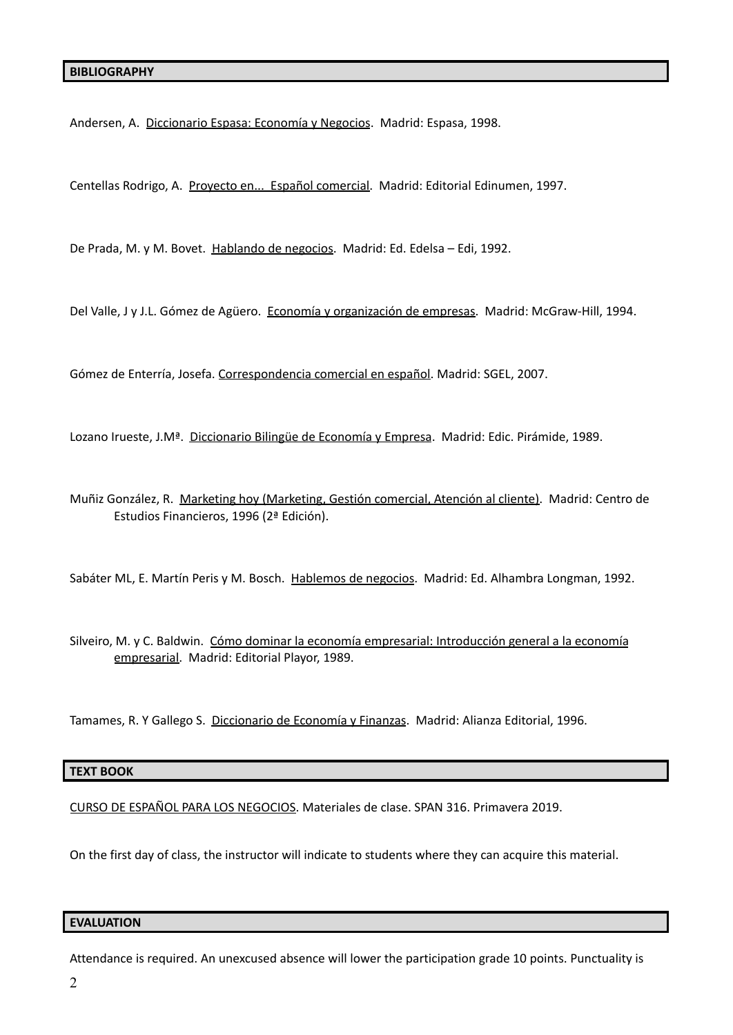## BIBLIOGRAPHY

Andersen, A. Diccionario Espasa: Economía y Negocios. Madrid: Espasa, 1998.

Centellas Rodrigo, A. Proyecto en... Español comercial. Madrid: Editorial Edinumen, 1997.

De Prada, M. y M. Bovet. Hablando de negocios. Madrid: Ed. Edelsa – Edi, 1992.

Del Valle, J y J.L. Gómez de Agüero. Economía y organización de empresas. Madrid: McGraw-Hill, 1994.

Gómez de Enterría, Josefa. Correspondencia comercial en español. Madrid: SGEL, 2007.

Lozano Irueste, J.Mª. Diccionario Bilingüe de Economía y Empresa. Madrid: Edic. Pirámide, 1989.

Muñiz González, R. Marketing hoy (Marketing, Gestión comercial, Atención al cliente). Madrid: Centro de Estudios Financieros, 1996 (2ª Edición).

Sabáter ML, E. Martín Peris y M. Bosch. Hablemos de negocios. Madrid: Ed. Alhambra Longman, 1992.

Silveiro, M. y C. Baldwin. Cómo dominar la economía empresarial: Introducción general a la economía empresarial. Madrid: Editorial Playor, 1989.

Tamames, R. Y Gallego S. Diccionario de Economía y Finanzas. Madrid: Alianza Editorial, 1996.

## TEXT BOOK

CURSO DE ESPAÑOL PARA LOS NEGOCIOS. Materiales de clase. SPAN 316. Primavera 2019.

On the first day of class, the instructor will indicate to students where they can acquire this material.

## EVALUATION

Attendance is required. An unexcused absence will lower the participation grade 10 points. Punctuality is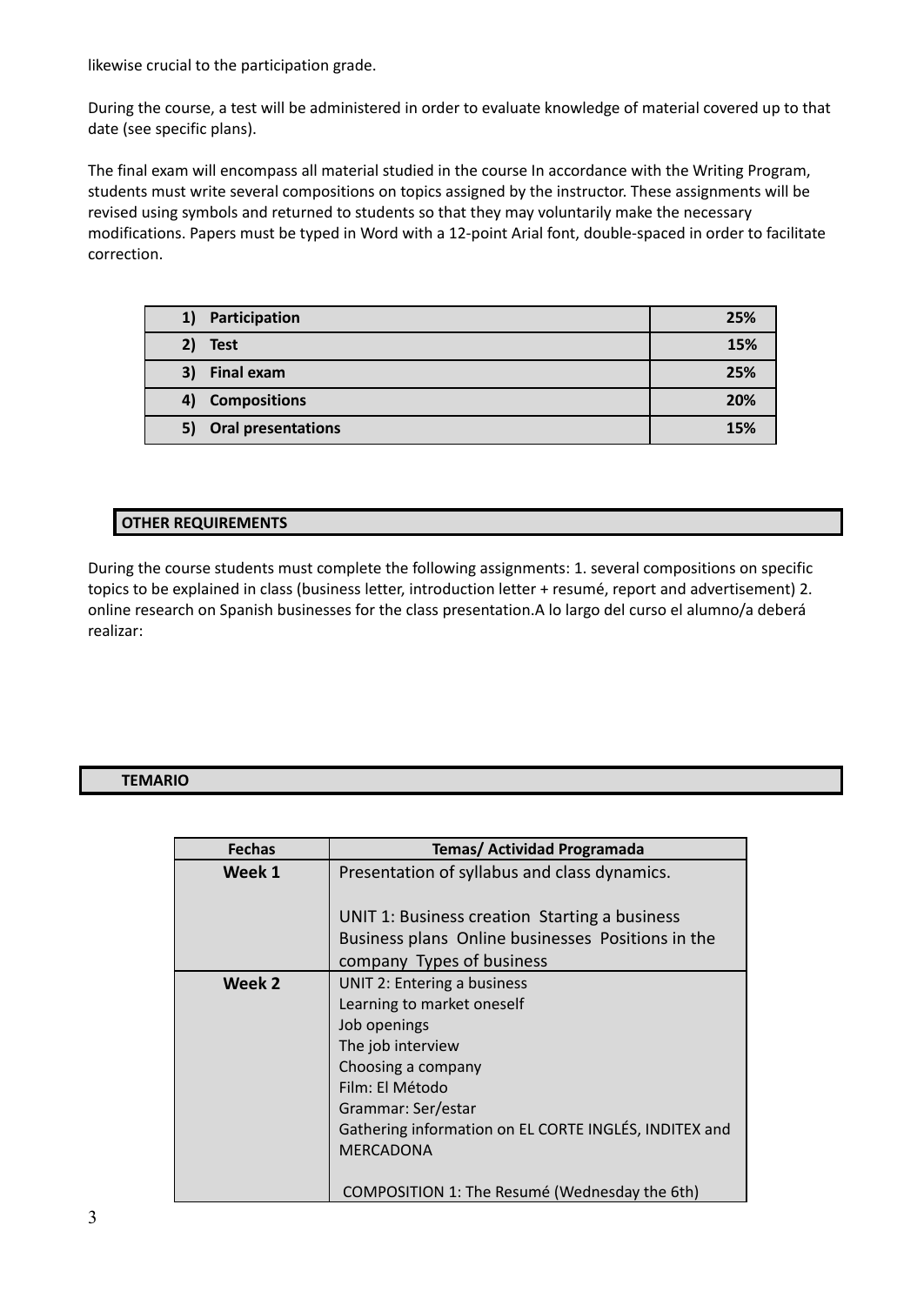likewise crucial to the participation grade.

During the course, a test will be administered in order to evaluate knowledge of material covered up to that date (see specific plans).

The final exam will encompass all material studied in the course In accordance with the Writing Program, students must write several compositions on topics assigned by the instructor. These assignments will be revised using symbols and returned to students so that they may voluntarily make the necessary modifications. Papers must be typed in Word with a 12-point Arial font, double-spaced in order to facilitate correction.

| | |
|---|---|
| **1) Participation** | **25%** |
| **2) Test** | **15%** |
| **3) Final exam** | **25%** |
| **4) Compositions** | **20%** |
| **5) Oral presentations** | **15%** |

## OTHER REQUIREMENTS

During the course students must complete the following assignments: 1. several compositions on specific topics to be explained in class (business letter, introduction letter + resumé, report and advertisement) 2. online research on Spanish businesses for the class presentation.A lo largo del curso el alumno/a deberá realizar:

## TEMARIO

| Fechas | Temas/ Actividad Programada |
|---|---|
| **Week 1** | Presentation of syllabus and class dynamics.<br><br>UNIT 1: Business creation Starting a business Business plans Online businesses Positions in the company Types of business |
| **Week 2** | UNIT 2: Entering a business<br>Learning to market oneself<br>Job openings<br>The job interview<br>Choosing a company<br>Film: El Método<br>Grammar: Ser/estar<br>Gathering information on EL CORTE INGLÉS, INDITEX and MERCADONA<br><br>COMPOSITION 1: The Resumé (Wednesday the 6th) |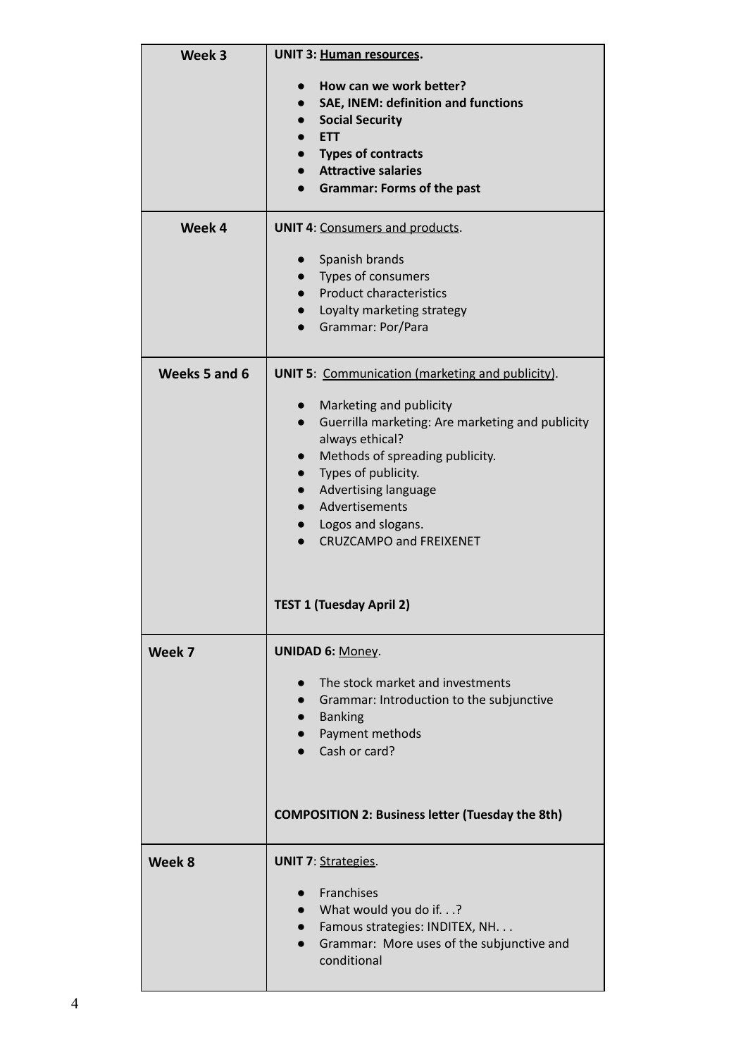| Week 3 | **UNIT 3: Human resources.**<br><br>• **How can we work better?**<br>• **SAE, INEM: definition and functions**<br>• **Social Security**<br>• **ETT**<br>• **Types of contracts**<br>• **Attractive salaries**<br>• **Grammar: Forms of the past** |
|---|---|
| **Week 4** | **UNIT 4**: Consumers and products.<br><br>• Spanish brands<br>• Types of consumers<br>• Product characteristics<br>• Loyalty marketing strategy<br>• Grammar: Por/Para |
| **Weeks 5 and 6** | **UNIT 5**: Communication (marketing and publicity).<br><br>• Marketing and publicity<br>• Guerrilla marketing: Are marketing and publicity always ethical?<br>• Methods of spreading publicity.<br>• Types of publicity.<br>• Advertising language<br>• Advertisements<br>• Logos and slogans.<br>• CRUZCAMPO and FREIXENET<br><br>**TEST 1 (Tuesday April 2)** |
| **Week 7** | **UNIDAD 6:** Money.<br><br>• The stock market and investments<br>• Grammar: Introduction to the subjunctive<br>• Banking<br>• Payment methods<br>• Cash or card?<br><br>**COMPOSITION 2: Business letter (Tuesday the 8th)** |
| **Week 8** | **UNIT 7**: Strategies.<br><br>• Franchises<br>• What would you do if. . .?<br>• Famous strategies: INDITEX, NH. . .<br>• Grammar: More uses of the subjunctive and conditional |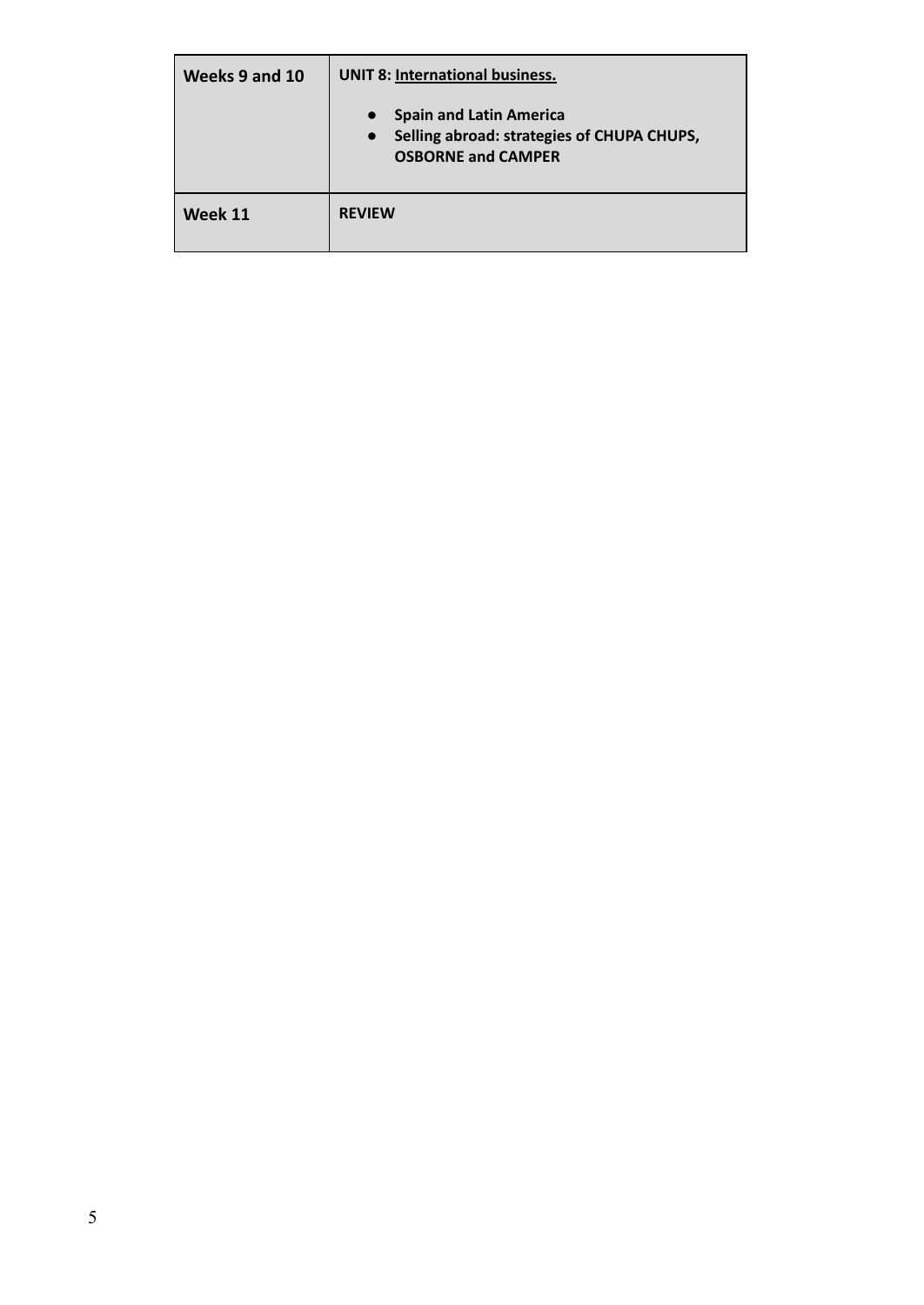| | |
|---|---|
| **Weeks 9 and 10** | **UNIT 8: <u>International business.</u>**<br><br>• **Spain and Latin America**<br>• **Selling abroad: strategies of CHUPA CHUPS, OSBORNE and CAMPER** |
| **Week 11** | **REVIEW** |